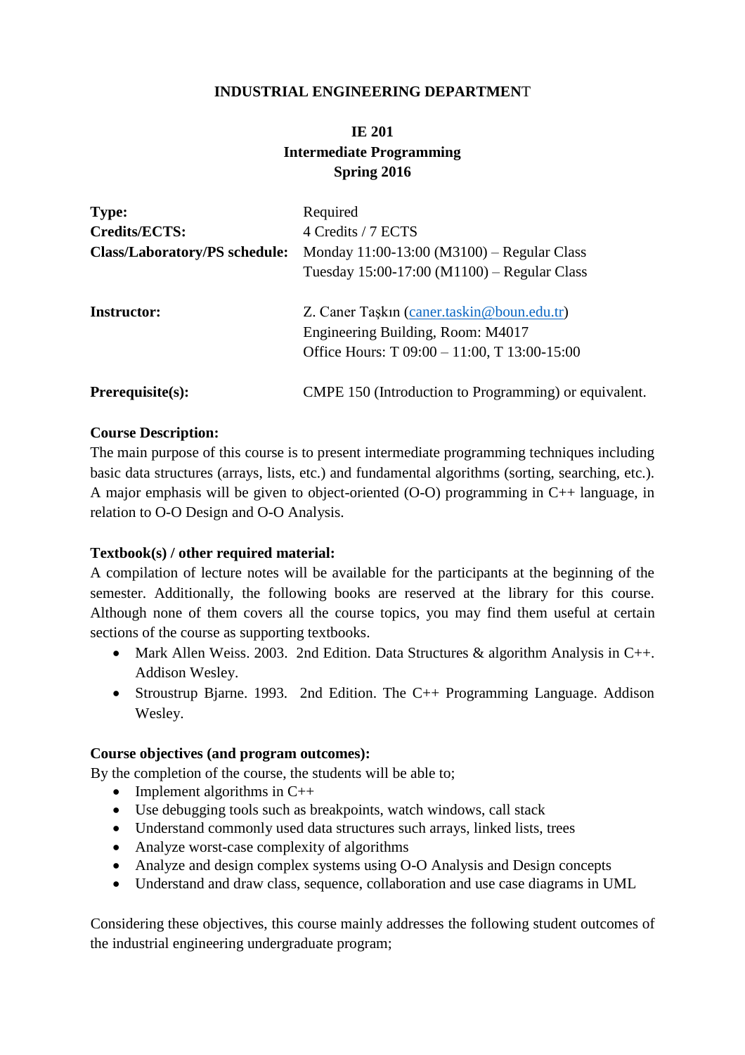**INDUSTRIAL ENGINEERING DEPARTMENT**

**IE 201**
**Intermediate Programming**
**Spring 2016**

| | |
|---|---|
| **Type:** | Required |
| **Credits/ECTS:** | 4 Credits / 7 ECTS |
| **Class/Laboratory/PS schedule:** | Monday 11:00-13:00 (M3100) – Regular Class<br>Tuesday 15:00-17:00 (M1100) – Regular Class |
| **Instructor:** | Z. Caner Taşkın (caner.taskin@boun.edu.tr)<br>Engineering Building, Room: M4017<br>Office Hours: T 09:00 – 11:00, T 13:00-15:00 |
| **Prerequisite(s):** | CMPE 150 (Introduction to Programming) or equivalent. |

**Course Description:**
The main purpose of this course is to present intermediate programming techniques including basic data structures (arrays, lists, etc.) and fundamental algorithms (sorting, searching, etc.). A major emphasis will be given to object-oriented (O-O) programming in C++ language, in relation to O-O Design and O-O Analysis.

**Textbook(s) / other required material:**
A compilation of lecture notes will be available for the participants at the beginning of the semester. Additionally, the following books are reserved at the library for this course. Although none of them covers all the course topics, you may find them useful at certain sections of the course as supporting textbooks.

- Mark Allen Weiss. 2003. 2nd Edition. Data Structures & algorithm Analysis in C++. Addison Wesley.
- Stroustrup Bjarne. 1993. 2nd Edition. The C++ Programming Language. Addison Wesley.

**Course objectives (and program outcomes):**
By the completion of the course, the students will be able to;

- Implement algorithms in C++
- Use debugging tools such as breakpoints, watch windows, call stack
- Understand commonly used data structures such arrays, linked lists, trees
- Analyze worst-case complexity of algorithms
- Analyze and design complex systems using O-O Analysis and Design concepts
- Understand and draw class, sequence, collaboration and use case diagrams in UML

Considering these objectives, this course mainly addresses the following student outcomes of the industrial engineering undergraduate program;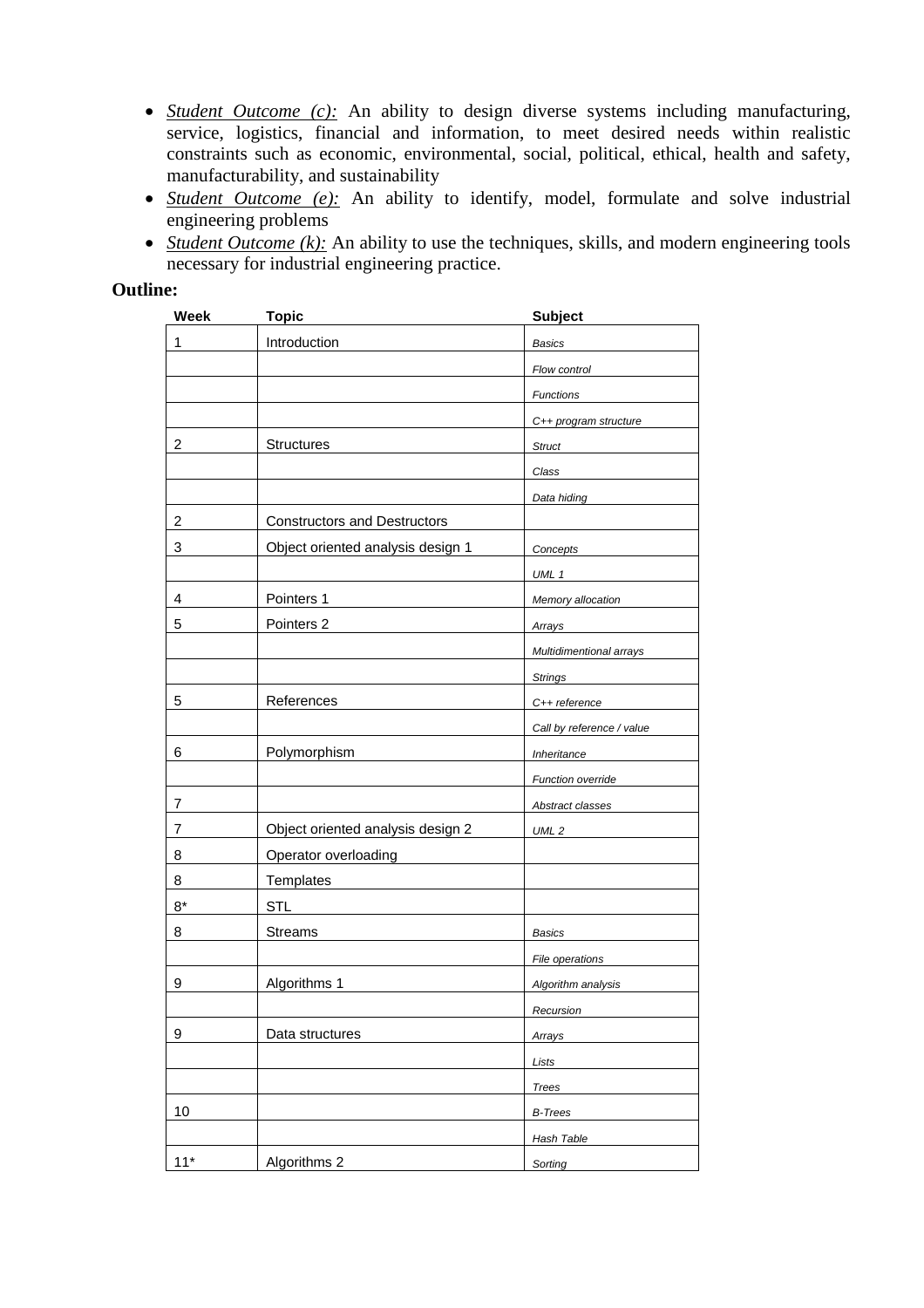- *Student Outcome (c):* An ability to design diverse systems including manufacturing, service, logistics, financial and information, to meet desired needs within realistic constraints such as economic, environmental, social, political, ethical, health and safety, manufacturability, and sustainability
- *Student Outcome (e):* An ability to identify, model, formulate and solve industrial engineering problems
- *Student Outcome (k):* An ability to use the techniques, skills, and modern engineering tools necessary for industrial engineering practice.

**Outline:**

| Week | Topic | Subject |
|---|---|---|
| 1 | Introduction | *Basics* |
| | | *Flow control* |
| | | *Functions* |
| | | *C++ program structure* |
| 2 | Structures | *Struct* |
| | | *Class* |
| | | *Data hiding* |
| 2 | Constructors and Destructors | |
| 3 | Object oriented analysis design 1 | *Concepts* |
| | | *UML 1* |
| 4 | Pointers 1 | *Memory allocation* |
| 5 | Pointers 2 | *Arrays* |
| | | *Multidimentional arrays* |
| | | *Strings* |
| 5 | References | *C++ reference* |
| | | *Call by reference / value* |
| 6 | Polymorphism | *Inheritance* |
| | | *Function override* |
| 7 | | *Abstract classes* |
| 7 | Object oriented analysis design 2 | *UML 2* |
| 8 | Operator overloading | |
| 8 | Templates | |
| 8* | STL | |
| 8 | Streams | *Basics* |
| | | *File operations* |
| 9 | Algorithms 1 | *Algorithm analysis* |
| | | *Recursion* |
| 9 | Data structures | *Arrays* |
| | | *Lists* |
| | | *Trees* |
| 10 | | *B-Trees* |
| | | *Hash Table* |
| 11* | Algorithms 2 | *Sorting* |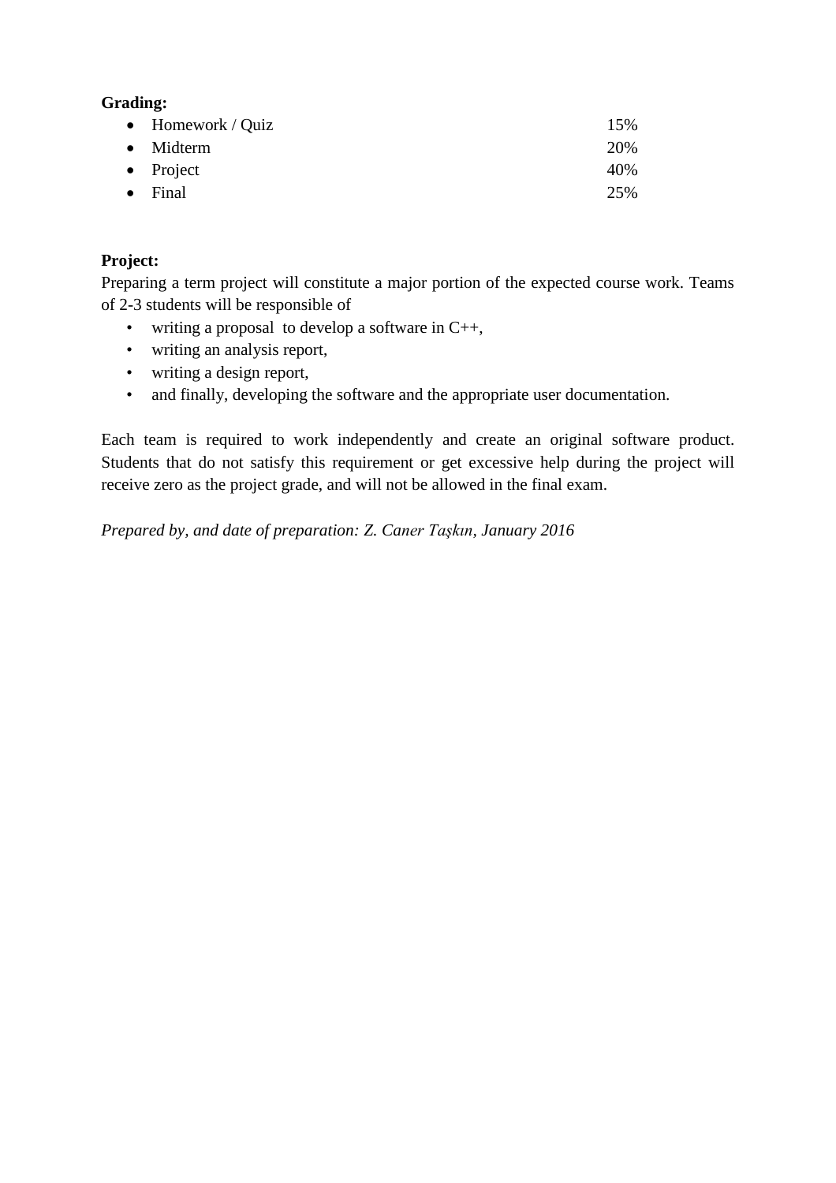**Grading:**

- Homework / Quiz 15%
- Midterm 20%
- Project 40%
- Final 25%

**Project:**

Preparing a term project will constitute a major portion of the expected course work. Teams of 2-3 students will be responsible of

- writing a proposal  to develop a software in C++,
- writing an analysis report,
- writing a design report,
- and finally, developing the software and the appropriate user documentation.

Each team is required to work independently and create an original software product. Students that do not satisfy this requirement or get excessive help during the project will receive zero as the project grade, and will not be allowed in the final exam.

*Prepared by, and date of preparation: Z. Caner Taşkın, January 2016*